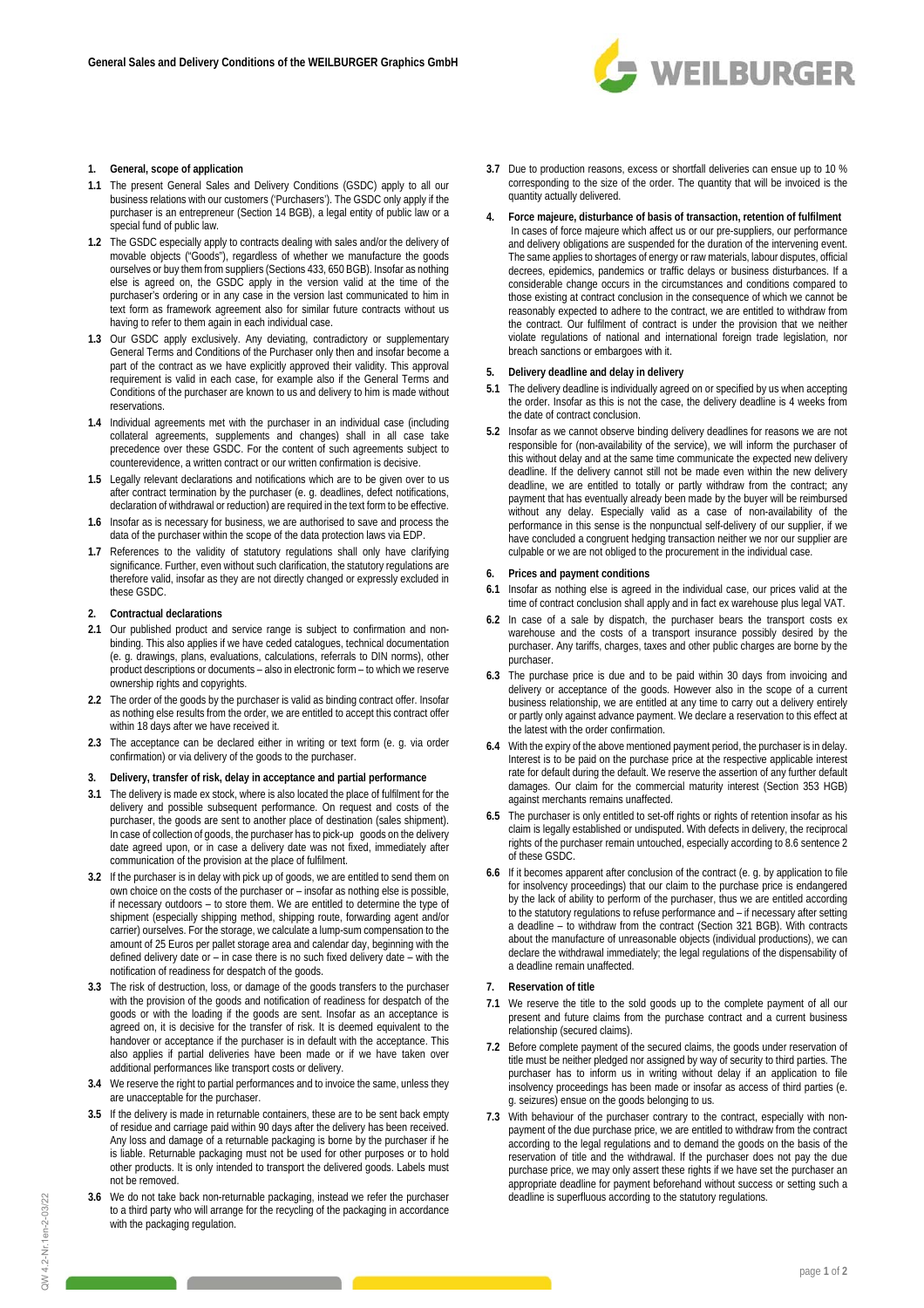# General Sales and Delivery Conditions of the WEILBURGER Graphics GmbH

## 1. General, scope of application

**1.1** The present General Sales and Delivery Conditions (GSDC) apply to all our business relations with our customers ('Purchasers'). The GSDC only apply if the purchaser is an entrepreneur (Section 14 BGB), a legal entity of public law or a special fund of public law.

**1.2** The GSDC especially apply to contracts dealing with sales and/or the delivery of movable objects ("Goods"), regardless of whether we manufacture the goods ourselves or buy them from suppliers (Sections 433, 650 BGB). Insofar as nothing else is agreed on, the GSDC apply in the version valid at the time of the purchaser's ordering or in any case in the version last communicated to him in text form as framework agreement also for similar future contracts without us having to refer to them again in each individual case.

**1.3** Our GSDC apply exclusively. Any deviating, contradictory or supplementary General Terms and Conditions of the Purchaser only then and insofar become a part of the contract as we have explicitly approved their validity. This approval requirement is valid in each case, for example also if the General Terms and Conditions of the purchaser are known to us and delivery to him is made without reservations.

**1.4** Individual agreements met with the purchaser in an individual case (including collateral agreements, supplements and changes) shall in all case take precedence over these GSDC. For the content of such agreements subject to counterevidence, a written contract or our written confirmation is decisive.

**1.5** Legally relevant declarations and notifications which are to be given over to us after contract termination by the purchaser (e. g. deadlines, defect notifications, declaration of withdrawal or reduction) are required in the text form to be effective.

**1.6** Insofar as is necessary for business, we are authorised to save and process the data of the purchaser within the scope of the data protection laws via EDP.

**1.7** References to the validity of statutory regulations shall only have clarifying significance. Further, even without such clarification, the statutory regulations are therefore valid, insofar as they are not directly changed or expressly excluded in these GSDC.

## 2. Contractual declarations

**2.1** Our published product and service range is subject to confirmation and non-binding. This also applies if we have ceded catalogues, technical documentation (e. g. drawings, plans, evaluations, calculations, referrals to DIN norms), other product descriptions or documents – also in electronic form – to which we reserve ownership rights and copyrights.

**2.2** The order of the goods by the purchaser is valid as binding contract offer. Insofar as nothing else results from the order, we are entitled to accept this contract offer within 18 days after we have received it.

**2.3** The acceptance can be declared either in writing or text form (e. g. via order confirmation) or via delivery of the goods to the purchaser.

## 3. Delivery, transfer of risk, delay in acceptance and partial performance

**3.1** The delivery is made ex stock, where is also located the place of fulfilment for the delivery and possible subsequent performance. On request and costs of the purchaser, the goods are sent to another place of destination (sales shipment). In case of collection of goods, the purchaser has to pick-up goods on the delivery date agreed upon, or in case a delivery date was not fixed, immediately after communication of the provision at the place of fulfilment.

**3.2** If the purchaser is in delay with pick up of goods, we are entitled to send them on own choice on the costs of the purchaser or – insofar as nothing else is possible, if necessary outdoors – to store them. We are entitled to determine the type of shipment (especially shipping method, shipping route, forwarding agent and/or carrier) ourselves. For the storage, we calculate a lump-sum compensation to the amount of 25 Euros per pallet storage area and calendar day, beginning with the defined delivery date or – in case there is no such fixed delivery date – with the notification of readiness for despatch of the goods.

**3.3** The risk of destruction, loss, or damage of the goods transfers to the purchaser with the provision of the goods and notification of readiness for despatch of the goods or with the loading if the goods are sent. Insofar as an acceptance is agreed on, it is decisive for the transfer of risk. It is deemed equivalent to the handover or acceptance if the purchaser is in default with the acceptance. This also applies if partial deliveries have been made or if we have taken over additional performances like transport costs or delivery.

**3.4** We reserve the right to partial performances and to invoice the same, unless they are unacceptable for the purchaser.

**3.5** If the delivery is made in returnable containers, these are to be sent back empty of residue and carriage paid within 90 days after the delivery has been received. Any loss and damage of a returnable packaging is borne by the purchaser if he is liable. Returnable packaging must not be used for other purposes or to hold other products. It is only intended to transport the delivered goods. Labels must not be removed.

**3.6** We do not take back non-returnable packaging, instead we refer the purchaser to a third party who will arrange for the recycling of the packaging in accordance with the packaging regulation.

**3.7** Due to production reasons, excess or shortfall deliveries can ensue up to 10 % corresponding to the size of the order. The quantity that will be invoiced is the quantity actually delivered.

## 4. Force majeure, disturbance of basis of transaction, retention of fulfilment

In cases of force majeure which affect us or our pre-suppliers, our performance and delivery obligations are suspended for the duration of the intervening event. The same applies to shortages of energy or raw materials, labour disputes, official decrees, epidemics, pandemics or traffic delays or business disturbances. If a considerable change occurs in the circumstances and conditions compared to those existing at contract conclusion in the consequence of which we cannot be reasonably expected to adhere to the contract, we are entitled to withdraw from the contract. Our fulfilment of contract is under the provision that we neither violate regulations of national and international foreign trade legislation, nor breach sanctions or embargoes with it.

## 5. Delivery deadline and delay in delivery

**5.1** The delivery deadline is individually agreed on or specified by us when accepting the order. Insofar as this is not the case, the delivery deadline is 4 weeks from the date of contract conclusion.

**5.2** Insofar as we cannot observe binding delivery deadlines for reasons we are not responsible for (non-availability of the service), we will inform the purchaser of this without delay and at the same time communicate the expected new delivery deadline. If the delivery cannot still not be made even within the new delivery deadline, we are entitled to totally or partly withdraw from the contract; any payment that has eventually already been made by the buyer will be reimbursed without any delay. Especially valid as a case of non-availability of the performance in this sense is the nonpunctual self-delivery of our supplier, if we have concluded a congruent hedging transaction neither we nor our supplier are culpable or we are not obliged to the procurement in the individual case.

## 6. Prices and payment conditions

**6.1** Insofar as nothing else is agreed in the individual case, our prices valid at the time of contract conclusion shall apply and in fact ex warehouse plus legal VAT.

**6.2** In case of a sale by dispatch, the purchaser bears the transport costs ex warehouse and the costs of a transport insurance possibly desired by the purchaser. Any tariffs, charges, taxes and other public charges are borne by the purchaser.

**6.3** The purchase price is due and to be paid within 30 days from invoicing and delivery or acceptance of the goods. However also in the scope of a current business relationship, we are entitled at any time to carry out a delivery entirely or partly only against advance payment. We declare a reservation to this effect at the latest with the order confirmation.

**6.4** With the expiry of the above mentioned payment period, the purchaser is in delay. Interest is to be paid on the purchase price at the respective applicable interest rate for default during the default. We reserve the assertion of any further default damages. Our claim for the commercial maturity interest (Section 353 HGB) against merchants remains unaffected.

**6.5** The purchaser is only entitled to set-off rights or rights of retention insofar as his claim is legally established or undisputed. With defects in delivery, the reciprocal rights of the purchaser remain untouched, especially according to 8.6 sentence 2 of these GSDC.

**6.6** If it becomes apparent after conclusion of the contract (e. g. by application to file for insolvency proceedings) that our claim to the purchase price is endangered by the lack of ability to perform of the purchaser, thus we are entitled according to the statutory regulations to refuse performance and – if necessary after setting a deadline – to withdraw from the contract (Section 321 BGB). With contracts about the manufacture of unreasonable objects (individual productions), we can declare the withdrawal immediately; the legal regulations of the dispensability of a deadline remain unaffected.

## 7. Reservation of title

**7.1** We reserve the title to the sold goods up to the complete payment of all our present and future claims from the purchase contract and a current business relationship (secured claims).

**7.2** Before complete payment of the secured claims, the goods under reservation of title must be neither pledged nor assigned by way of security to third parties. The purchaser has to inform us in writing without delay if an application to file insolvency proceedings has been made or insofar as access of third parties (e. g. seizures) ensue on the goods belonging to us.

**7.3** With behaviour of the purchaser contrary to the contract, especially with non-payment of the due purchase price, we are entitled to withdraw from the contract according to the legal regulations and to demand the goods on the basis of the reservation of title and the withdrawal. If the purchaser does not pay the due purchase price, we may only assert these rights if we have set the purchaser an appropriate deadline for payment beforehand without success or setting such a deadline is superfluous according to the statutory regulations.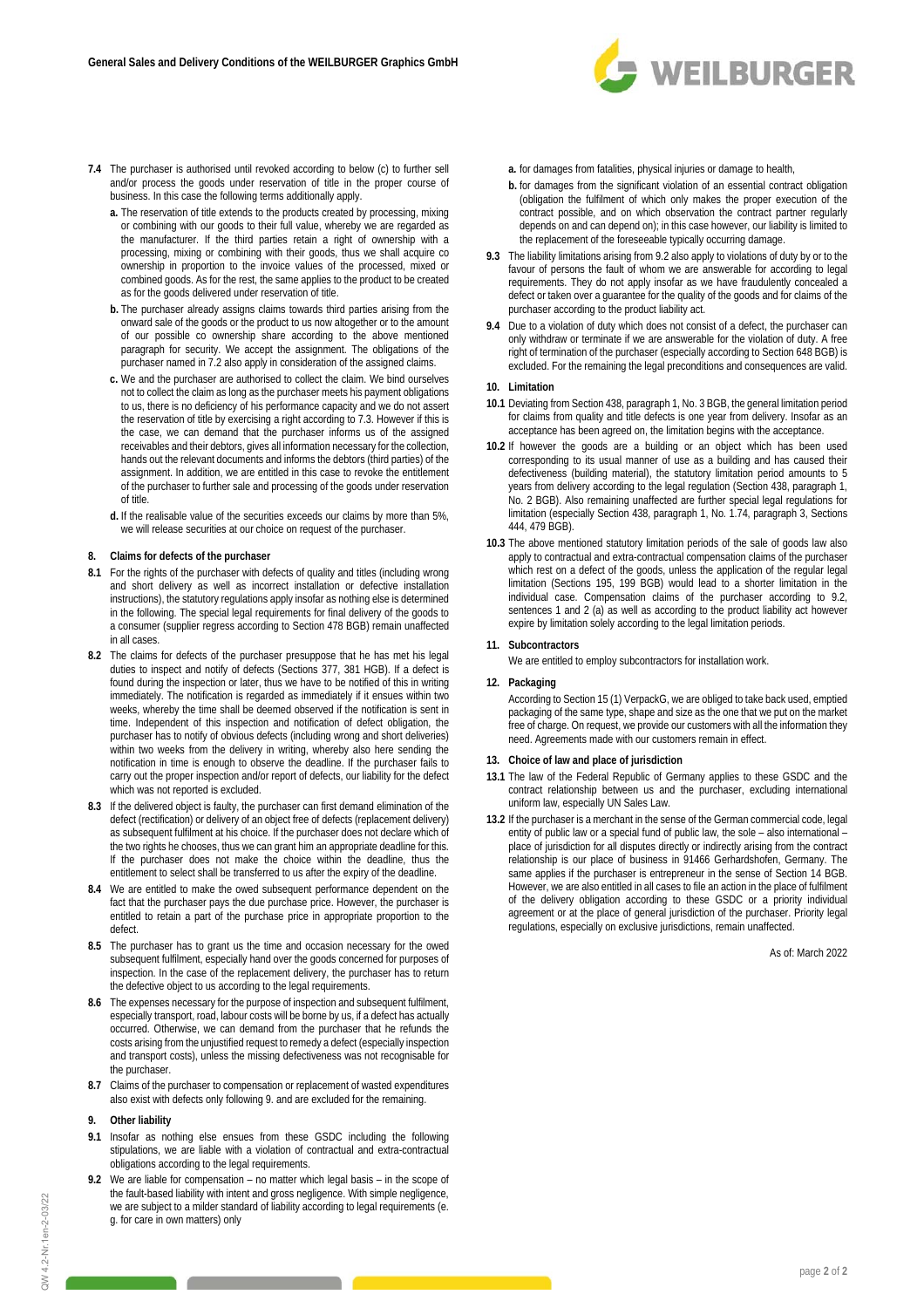**7.4** The purchaser is authorised until revoked according to below (c) to further sell and/or process the goods under reservation of title in the proper course of business. In this case the following terms additionally apply.

**a.** The reservation of title extends to the products created by processing, mixing or combining with our goods to their full value, whereby we are regarded as the manufacturer. If the third parties retain a right of ownership with a processing, mixing or combining with their goods, thus we shall acquire co ownership in proportion to the invoice values of the processed, mixed or combined goods. As for the rest, the same applies to the product to be created as for the goods delivered under reservation of title.

**b.** The purchaser already assigns claims towards third parties arising from the onward sale of the goods or the product to us now altogether or to the amount of our possible co ownership share according to the above mentioned paragraph for security. We accept the assignment. The obligations of the purchaser named in 7.2 also apply in consideration of the assigned claims.

**c.** We and the purchaser are authorised to collect the claim. We bind ourselves not to collect the claim as long as the purchaser meets his payment obligations to us, there is no deficiency of his performance capacity and we do not assert the reservation of title by exercising a right according to 7.3. However if this is the case, we can demand that the purchaser informs us of the assigned receivables and their debtors, gives all information necessary for the collection, hands out the relevant documents and informs the debtors (third parties) of the assignment. In addition, we are entitled in this case to revoke the entitlement of the purchaser to further sale and processing of the goods under reservation of title.

**d.** If the realisable value of the securities exceeds our claims by more than 5%, we will release securities at our choice on request of the purchaser.

## 8. Claims for defects of the purchaser

**8.1** For the rights of the purchaser with defects of quality and titles (including wrong and short delivery as well as incorrect installation or defective installation instructions), the statutory regulations apply insofar as nothing else is determined in the following. The special legal requirements for final delivery of the goods to a consumer (supplier regress according to Section 478 BGB) remain unaffected in all cases.

**8.2** The claims for defects of the purchaser presuppose that he has met his legal duties to inspect and notify of defects (Sections 377, 381 HGB). If a defect is found during the inspection or later, thus we have to be notified of this in writing immediately. The notification is regarded as immediately if it ensues within two weeks, whereby the time shall be deemed observed if the notification is sent in time. Independent of this inspection and notification of defect obligation, the purchaser has to notify of obvious defects (including wrong and short deliveries) within two weeks from the delivery in writing, whereby also here sending the notification in time is enough to observe the deadline. If the purchaser fails to carry out the proper inspection and/or report of defects, our liability for the defect which was not reported is excluded.

**8.3** If the delivered object is faulty, the purchaser can first demand elimination of the defect (rectification) or delivery of an object free of defects (replacement delivery) as subsequent fulfilment at his choice. If the purchaser does not declare which of the two rights he chooses, thus we can grant him an appropriate deadline for this. If the purchaser does not make the choice within the deadline, thus the entitlement to select shall be transferred to us after the expiry of the deadline.

**8.4** We are entitled to make the owed subsequent performance dependent on the fact that the purchaser pays the due purchase price. However, the purchaser is entitled to retain a part of the purchase price in appropriate proportion to the defect.

**8.5** The purchaser has to grant us the time and occasion necessary for the owed subsequent fulfilment, especially hand over the goods concerned for purposes of inspection. In the case of the replacement delivery, the purchaser has to return the defective object to us according to the legal requirements.

**8.6** The expenses necessary for the purpose of inspection and subsequent fulfilment, especially transport, road, labour costs will be borne by us, if a defect has actually occurred. Otherwise, we can demand from the purchaser that he refunds the costs arising from the unjustified request to remedy a defect (especially inspection and transport costs), unless the missing defectiveness was not recognisable for the purchaser.

**8.7** Claims of the purchaser to compensation or replacement of wasted expenditures also exist with defects only following 9. and are excluded for the remaining.

## 9. Other liability

**9.1** Insofar as nothing else ensues from these GSDC including the following stipulations, we are liable with a violation of contractual and extra-contractual obligations according to the legal requirements.

**9.2** We are liable for compensation – no matter which legal basis – in the scope of the fault-based liability with intent and gross negligence. With simple negligence, we are subject to a milder standard of liability according to legal requirements (e. g. for care in own matters) only

**a.** for damages from fatalities, physical injuries or damage to health,

**b.** for damages from the significant violation of an essential contract obligation (obligation the fulfilment of which only makes the proper execution of the contract possible, and on which observation the contract partner regularly depends on and can depend on); in this case however, our liability is limited to the replacement of the foreseeable typically occurring damage.

**9.3** The liability limitations arising from 9.2 also apply to violations of duty by or to the favour of persons the fault of whom we are answerable for according to legal requirements. They do not apply insofar as we have fraudulently concealed a defect or taken over a guarantee for the quality of the goods and for claims of the purchaser according to the product liability act.

**9.4** Due to a violation of duty which does not consist of a defect, the purchaser can only withdraw or terminate if we are answerable for the violation of duty. A free right of termination of the purchaser (especially according to Section 648 BGB) is excluded. For the remaining the legal preconditions and consequences are valid.

## 10. Limitation

**10.1** Deviating from Section 438, paragraph 1, No. 3 BGB, the general limitation period for claims from quality and title defects is one year from delivery. Insofar as an acceptance has been agreed on, the limitation begins with the acceptance.

**10.2** If however the goods are a building or an object which has been used corresponding to its usual manner of use as a building and has caused their defectiveness (building material), the statutory limitation period amounts to 5 years from delivery according to the legal regulation (Section 438, paragraph 1, No. 2 BGB). Also remaining unaffected are further special legal regulations for limitation (especially Section 438, paragraph 1, No. 1.74, paragraph 3, Sections 444, 479 BGB).

**10.3** The above mentioned statutory limitation periods of the sale of goods law also apply to contractual and extra-contractual compensation claims of the purchaser which rest on a defect of the goods, unless the application of the regular legal limitation (Sections 195, 199 BGB) would lead to a shorter limitation in the individual case. Compensation claims of the purchaser according to 9.2, sentences 1 and 2 (a) as well as according to the product liability act however expire by limitation solely according to the legal limitation periods.

## 11. Subcontractors

We are entitled to employ subcontractors for installation work.

## 12. Packaging

According to Section 15 (1) VerpackG, we are obliged to take back used, emptied packaging of the same type, shape and size as the one that we put on the market free of charge. On request, we provide our customers with all the information they need. Agreements made with our customers remain in effect.

## 13. Choice of law and place of jurisdiction

**13.1** The law of the Federal Republic of Germany applies to these GSDC and the contract relationship between us and the purchaser, excluding international uniform law, especially UN Sales Law.

**13.2** If the purchaser is a merchant in the sense of the German commercial code, legal entity of public law or a special fund of public law, the sole – also international – place of jurisdiction for all disputes directly or indirectly arising from the contract relationship is our place of business in 91466 Gerhardshofen, Germany. The same applies if the purchaser is entrepreneur in the sense of Section 14 BGB. However, we are also entitled in all cases to file an action in the place of fulfilment of the delivery obligation according to these GSDC or a priority individual agreement or at the place of general jurisdiction of the purchaser. Priority legal regulations, especially on exclusive jurisdictions, remain unaffected.

As of: March 2022